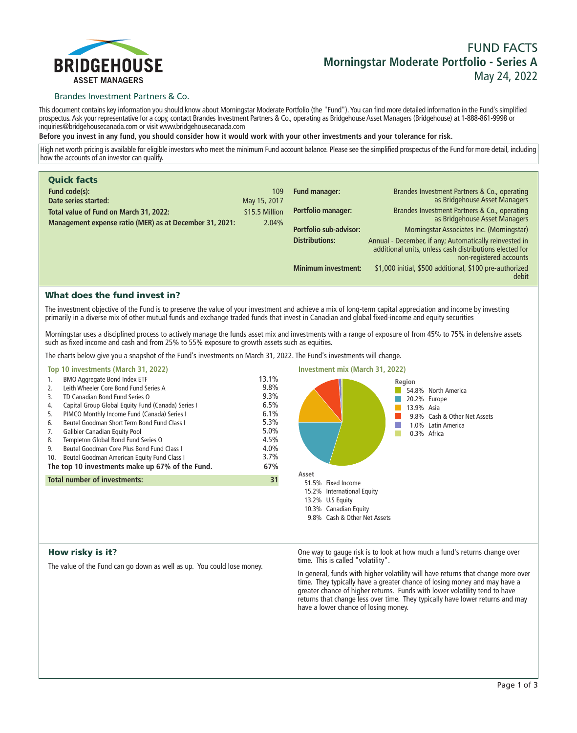BRIDGEHOUSE
ASSET MANAGERS

Brandes Investment Partners & Co.

# FUND FACTS
## Morningstar Moderate Portfolio - Series A
May 24, 2022

This document contains key information you should know about Morningstar Moderate Portfolio (the "Fund"). You can find more detailed information in the Fund's simplified prospectus. Ask your representative for a copy, contact Brandes Investment Partners & Co., operating as Bridgehouse Asset Managers (Bridgehouse) at 1-888-861-9998 or inquiries@bridgehousecanada.com or visit www.bridgehousecanada.com

**Before you invest in any fund, you should consider how it would work with your other investments and your tolerance for risk.**

High net worth pricing is available for eligible investors who meet the minimum Fund account balance. Please see the simplified prospectus of the Fund for more detail, including how the accounts of an investor can qualify.

## Quick facts

| | |
|---|---|
| **Fund code(s):** | 109 |
| **Date series started:** | May 15, 2017 |
| **Total value of Fund on March 31, 2022:** | $15.5 Million |
| **Management expense ratio (MER) as at December 31, 2021:** | 2.04% |
| **Fund manager:** | Brandes Investment Partners & Co., operating as Bridgehouse Asset Managers |
| **Portfolio manager:** | Brandes Investment Partners & Co., operating as Bridgehouse Asset Managers |
| **Portfolio sub-advisor:** | Morningstar Associates Inc. (Morningstar) |
| **Distributions:** | Annual - December, if any; Automatically reinvested in additional units, unless cash distributions elected for non-registered accounts |
| **Minimum investment:** | $1,000 initial, $500 additional, $100 pre-authorized debit |

## What does the fund invest in?

The investment objective of the Fund is to preserve the value of your investment and achieve a mix of long-term capital appreciation and income by investing primarily in a diverse mix of other mutual funds and exchange traded funds that invest in Canadian and global fixed-income and equity securities

Morningstar uses a disciplined process to actively manage the funds asset mix and investments with a range of exposure of from 45% to 75% in defensive assets such as fixed income and cash and from 25% to 55% exposure to growth assets such as equities.

The charts below give you a snapshot of the Fund's investments on March 31, 2022. The Fund's investments will change.

### Top 10 investments (March 31, 2022)

| | Investment | % |
|---|---|---|
| 1. | BMO Aggregate Bond Index ETF | 13.1% |
| 2. | Leith Wheeler Core Bond Fund Series A | 9.8% |
| 3. | TD Canadian Bond Fund Series O | 9.3% |
| 4. | Capital Group Global Equity Fund (Canada) Series I | 6.5% |
| 5. | PIMCO Monthly Income Fund (Canada) Series I | 6.1% |
| 6. | Beutel Goodman Short Term Bond Fund Class I | 5.3% |
| 7. | Galibier Canadian Equity Pool | 5.0% |
| 8. | Templeton Global Bond Fund Series O | 4.5% |
| 9. | Beutel Goodman Core Plus Bond Fund Class I | 4.0% |
| 10. | Beutel Goodman American Equity Fund Class I | 3.7% |
| | **The top 10 investments make up 67% of the Fund.** | **67%** |
| | **Total number of investments:** | **31** |

### Investment mix (March 31, 2022)

**Region**

| % | Region |
|---|---|
| 54.8% | North America |
| 20.2% | Europe |
| 13.9% | Asia |
| 9.8% | Cash & Other Net Assets |
| 1.0% | Latin America |
| 0.3% | Africa |

**Asset**

| % | Asset |
|---|---|
| 51.5% | Fixed Income |
| 15.2% | International Equity |
| 13.2% | U.S Equity |
| 10.3% | Canadian Equity |
| 9.8% | Cash & Other Net Assets |

## How risky is it?

The value of the Fund can go down as well as up. You could lose money.

One way to gauge risk is to look at how much a fund's returns change over time. This is called "volatility".

In general, funds with higher volatility will have returns that change more over time. They typically have a greater chance of losing money and may have a greater chance of higher returns. Funds with lower volatility tend to have returns that change less over time. They typically have lower returns and may have a lower chance of losing money.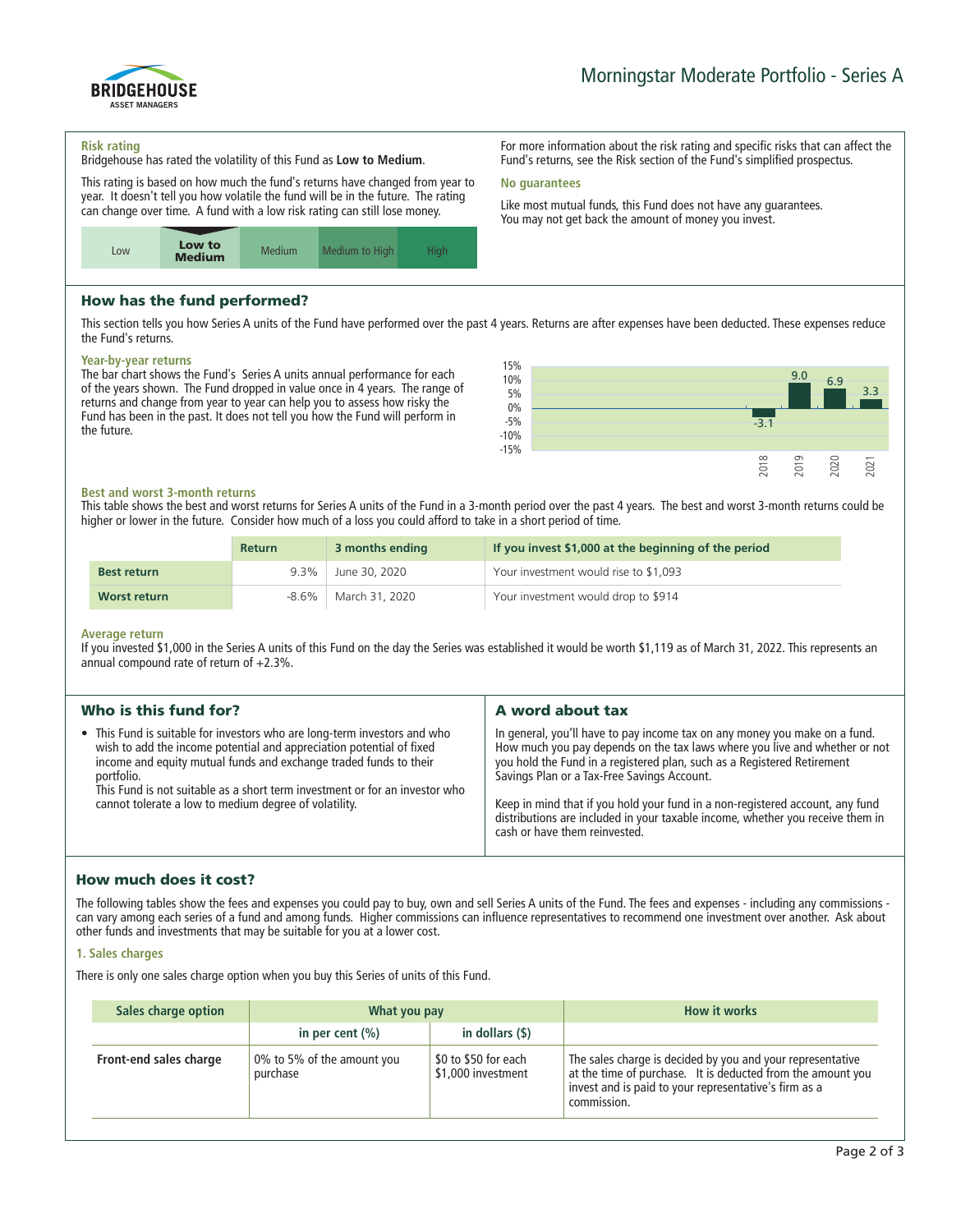# Morningstar Moderate Portfolio - Series A

### Risk rating

Bridgehouse has rated the volatility of this Fund as **Low to Medium**.

This rating is based on how much the fund's returns have changed from year to year. It doesn't tell you how volatile the fund will be in the future. The rating can change over time. A fund with a low risk rating can still lose money.

| Low | **Low to Medium** | Medium | Medium to High | High |
|---|---|---|---|---|

For more information about the risk rating and specific risks that can affect the Fund's returns, see the Risk section of the Fund's simplified prospectus.

### No guarantees

Like most mutual funds, this Fund does not have any guarantees. You may not get back the amount of money you invest.

## How has the fund performed?

This section tells you how Series A units of the Fund have performed over the past 4 years. Returns are after expenses have been deducted. These expenses reduce the Fund's returns.

### Year-by-year returns

The bar chart shows the Fund's Series A units annual performance for each of the years shown. The Fund dropped in value once in 4 years. The range of returns and change from year to year can help you to assess how risky the Fund has been in the past. It does not tell you how the Fund will perform in the future.

| Year | 2018 | 2019 | 2020 | 2021 |
|---|---|---|---|---|
| Return (%) | -3.1 | 9.0 | 6.9 | 3.3 |

### Best and worst 3-month returns

This table shows the best and worst returns for Series A units of the Fund in a 3-month period over the past 4 years. The best and worst 3-month returns could be higher or lower in the future. Consider how much of a loss you could afford to take in a short period of time.

| | Return | 3 months ending | If you invest $1,000 at the beginning of the period |
|---|---|---|---|
| **Best return** | 9.3% | June 30, 2020 | Your investment would rise to $1,093 |
| **Worst return** | -8.6% | March 31, 2020 | Your investment would drop to $914 |

### Average return

If you invested $1,000 in the Series A units of this Fund on the day the Series was established it would be worth $1,119 as of March 31, 2022. This represents an annual compound rate of return of +2.3%.

## Who is this fund for?

- This Fund is suitable for investors who are long-term investors and who wish to add the income potential and appreciation potential of fixed income and equity mutual funds and exchange traded funds to their portfolio.
  This Fund is not suitable as a short term investment or for an investor who cannot tolerate a low to medium degree of volatility.

## A word about tax

In general, you'll have to pay income tax on any money you make on a fund. How much you pay depends on the tax laws where you live and whether or not you hold the Fund in a registered plan, such as a Registered Retirement Savings Plan or a Tax-Free Savings Account.

Keep in mind that if you hold your fund in a non-registered account, any fund distributions are included in your taxable income, whether you receive them in cash or have them reinvested.

## How much does it cost?

The following tables show the fees and expenses you could pay to buy, own and sell Series A units of the Fund. The fees and expenses - including any commissions - can vary among each series of a fund and among funds. Higher commissions can influence representatives to recommend one investment over another. Ask about other funds and investments that may be suitable for you at a lower cost.

### 1. Sales charges

There is only one sales charge option when you buy this Series of units of this Fund.

| Sales charge option | What you pay | | How it works |
|---|---|---|---|
| | in per cent (%) | in dollars ($) | |
| **Front-end sales charge** | 0% to 5% of the amount you purchase | $0 to $50 for each $1,000 investment | The sales charge is decided by you and your representative at the time of purchase. It is deducted from the amount you invest and is paid to your representative's firm as a commission. |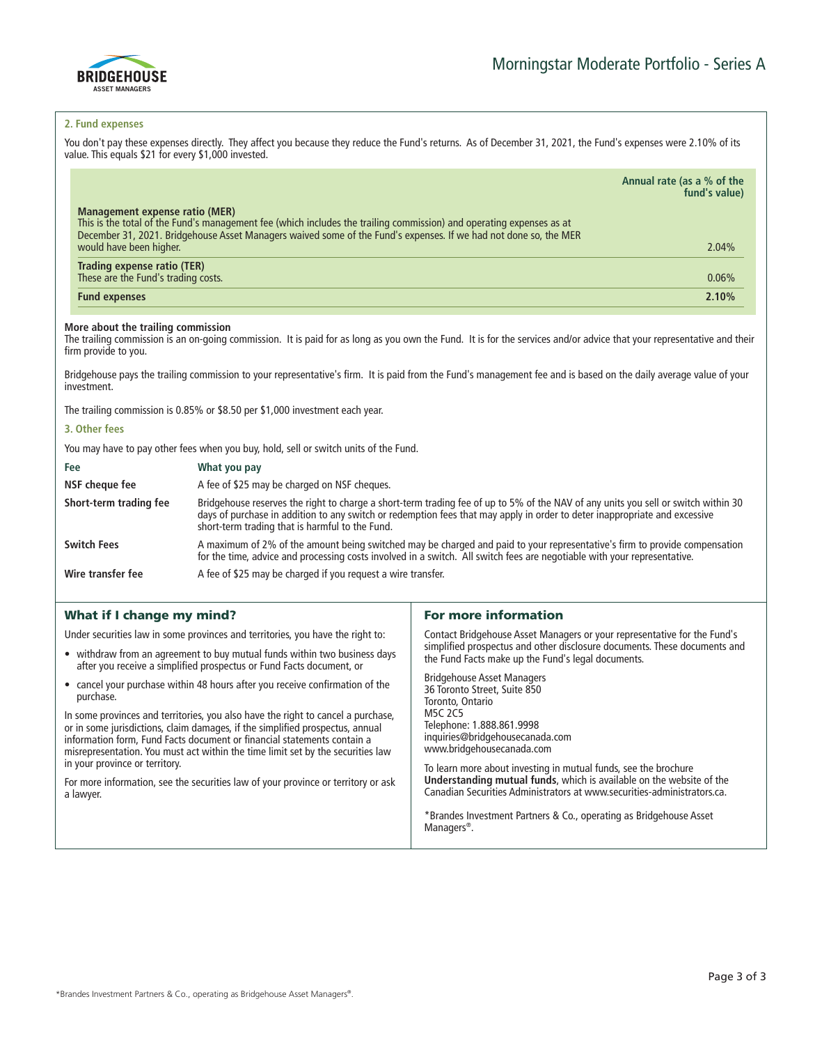## 2. Fund expenses

You don't pay these expenses directly. They affect you because they reduce the Fund's returns. As of December 31, 2021, the Fund's expenses were 2.10% of its value. This equals $21 for every $1,000 invested.

| | Annual rate (as a % of the fund's value) |
|---|---|
| **Management expense ratio (MER)**<br>This is the total of the Fund's management fee (which includes the trailing commission) and operating expenses as at December 31, 2021. Bridgehouse Asset Managers waived some of the Fund's expenses. If we had not done so, the MER would have been higher. | 2.04% |
| **Trading expense ratio (TER)**<br>These are the Fund's trading costs. | 0.06% |
| **Fund expenses** | **2.10%** |

**More about the trailing commission**

The trailing commission is an on-going commission. It is paid for as long as you own the Fund. It is for the services and/or advice that your representative and their firm provide to you.

Bridgehouse pays the trailing commission to your representative's firm. It is paid from the Fund's management fee and is based on the daily average value of your investment.

The trailing commission is 0.85% or $8.50 per $1,000 investment each year.

## 3. Other fees

You may have to pay other fees when you buy, hold, sell or switch units of the Fund.

| Fee | What you pay |
|---|---|
| **NSF cheque fee** | A fee of $25 may be charged on NSF cheques. |
| **Short-term trading fee** | Bridgehouse reserves the right to charge a short-term trading fee of up to 5% of the NAV of any units you sell or switch within 30 days of purchase in addition to any switch or redemption fees that may apply in order to deter inappropriate and excessive short-term trading that is harmful to the Fund. |
| **Switch Fees** | A maximum of 2% of the amount being switched may be charged and paid to your representative's firm to provide compensation for the time, advice and processing costs involved in a switch. All switch fees are negotiable with your representative. |
| **Wire transfer fee** | A fee of $25 may be charged if you request a wire transfer. |

## What if I change my mind?

Under securities law in some provinces and territories, you have the right to:

- withdraw from an agreement to buy mutual funds within two business days after you receive a simplified prospectus or Fund Facts document, or
- cancel your purchase within 48 hours after you receive confirmation of the purchase.

In some provinces and territories, you also have the right to cancel a purchase, or in some jurisdictions, claim damages, if the simplified prospectus, annual information form, Fund Facts document or financial statements contain a misrepresentation. You must act within the time limit set by the securities law in your province or territory.

For more information, see the securities law of your province or territory or ask a lawyer.

## For more information

Contact Bridgehouse Asset Managers or your representative for the Fund's simplified prospectus and other disclosure documents. These documents and the Fund Facts make up the Fund's legal documents.

Bridgehouse Asset Managers
36 Toronto Street, Suite 850
Toronto, Ontario
M5C 2C5
Telephone: 1.888.861.9998
inquiries@bridgehousecanada.com
www.bridgehousecanada.com

To learn more about investing in mutual funds, see the brochure **Understanding mutual funds**, which is available on the website of the Canadian Securities Administrators at www.securities-administrators.ca.

*Brandes Investment Partners & Co., operating as Bridgehouse Asset Managers®.